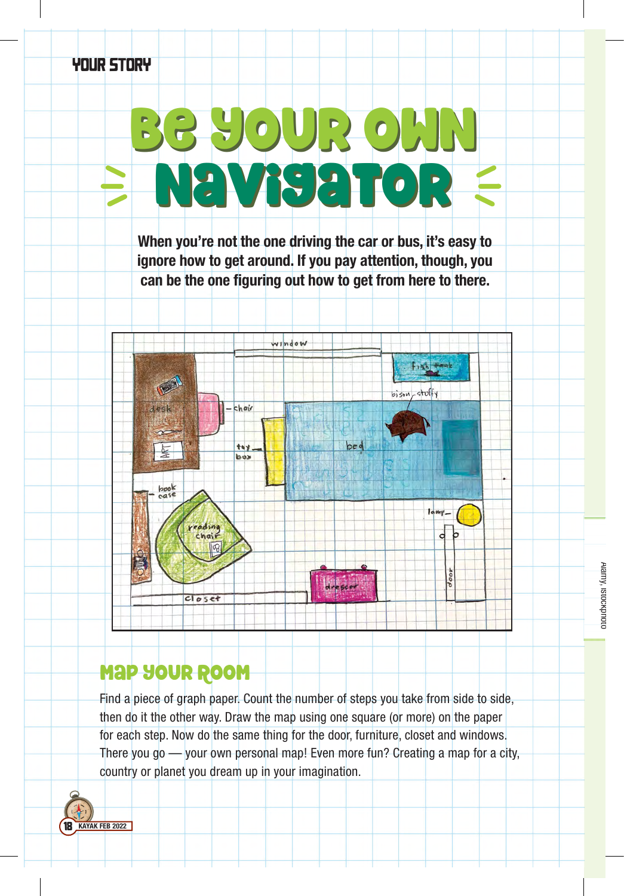YOUR STORY

# Be Your Own Navigator

**When you're not the one driving the car or bus, it's easy to ignore how to get around. If you pay attention, though, you can be the one figuring out how to get from here to there.**

## Map Your Room

Find a piece of graph paper. Count the number of steps you take from side to side, then do it the other way. Draw the map using one square (or more) on the paper for each step. Now do the same thing for the door, furniture, closet and windows. There you go — your own personal map! Even more fun? Creating a map for a city, country or planet you dream up in your imagination.

Alamy, iStockphoto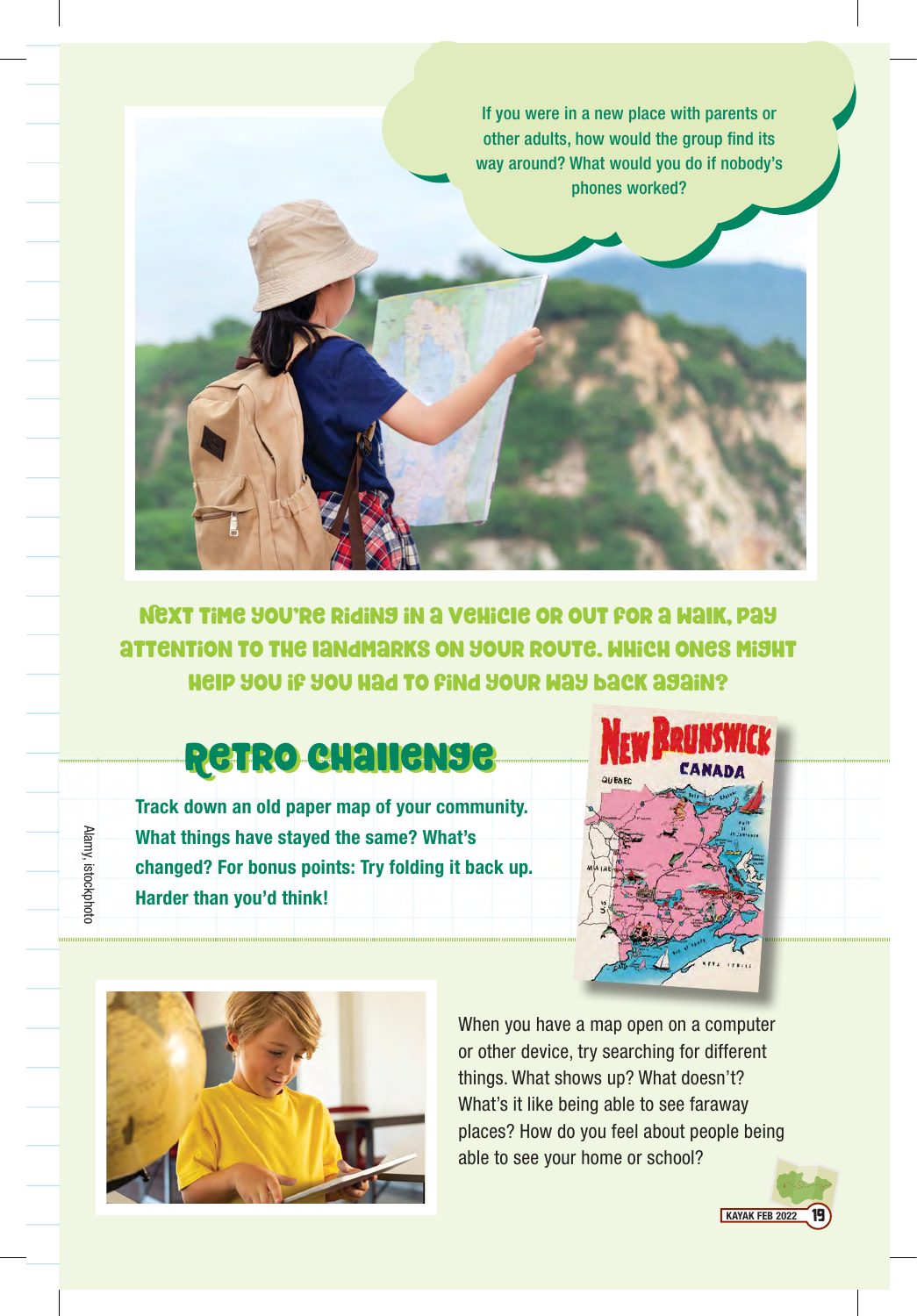If you were in a new place with parents or other adults, how would the group find its way around? What would you do if nobody's phones worked?

**Next time you're riding in a vehicle or out for a walk, pay attention to the landmarks on your route. Which ones might help you if you had to find your way back again?**

## Retro Challenge

**Track down an old paper map of your community. What things have stayed the same? What's changed? For bonus points: Try folding it back up. Harder than you'd think!**

When you have a map open on a computer or other device, try searching for different things. What shows up? What doesn't? What's it like being able to see faraway places? How do you feel about people being able to see your home or school?

Alamy, istockphoto